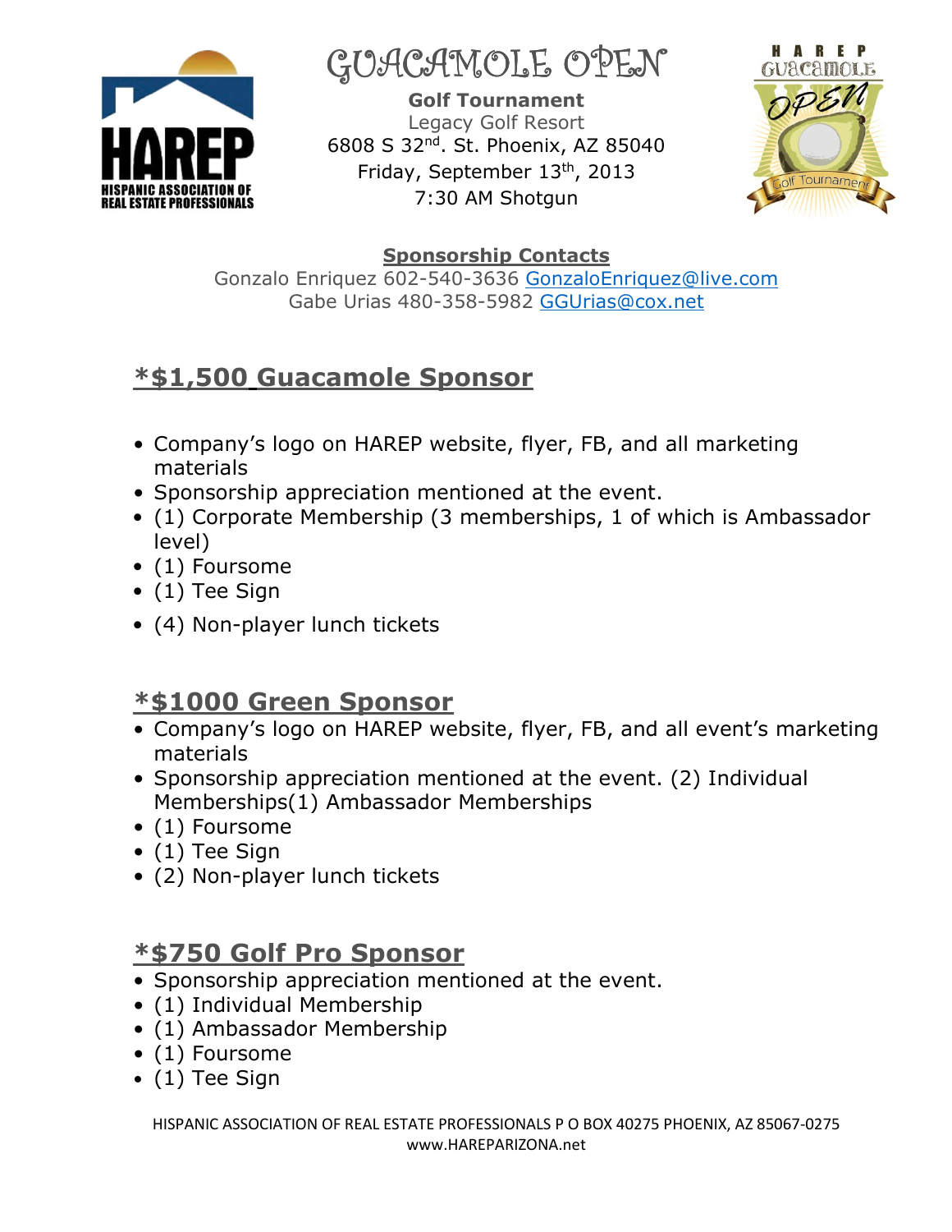# GUACAMOLE OPEN

**Golf Tournament**
Legacy Golf Resort
6808 S 32nd. St. Phoenix, AZ 85040
Friday, September 13th, 2013
7:30 AM Shotgun

**Sponsorship Contacts**
Gonzalo Enriquez 602-540-3636 GonzaloEnriquez@live.com
Gabe Urias 480-358-5982 GGUrias@cox.net

## *$1,500 Guacamole Sponsor

- Company's logo on HAREP website, flyer, FB, and all marketing materials
- Sponsorship appreciation mentioned at the event.
- (1) Corporate Membership (3 memberships, 1 of which is Ambassador level)
- (1) Foursome
- (1) Tee Sign
- (4) Non-player lunch tickets

## *$1000 Green Sponsor

- Company's logo on HAREP website, flyer, FB, and all event's marketing materials
- Sponsorship appreciation mentioned at the event. (2) Individual Memberships(1) Ambassador Memberships
- (1) Foursome
- (1) Tee Sign
- (2) Non-player lunch tickets

## *$750 Golf Pro Sponsor

- Sponsorship appreciation mentioned at the event.
- (1) Individual Membership
- (1) Ambassador Membership
- (1) Foursome
- (1) Tee Sign

HISPANIC ASSOCIATION OF REAL ESTATE PROFESSIONALS P O BOX 40275 PHOENIX, AZ 85067-0275
www.HAREPARIZONA.net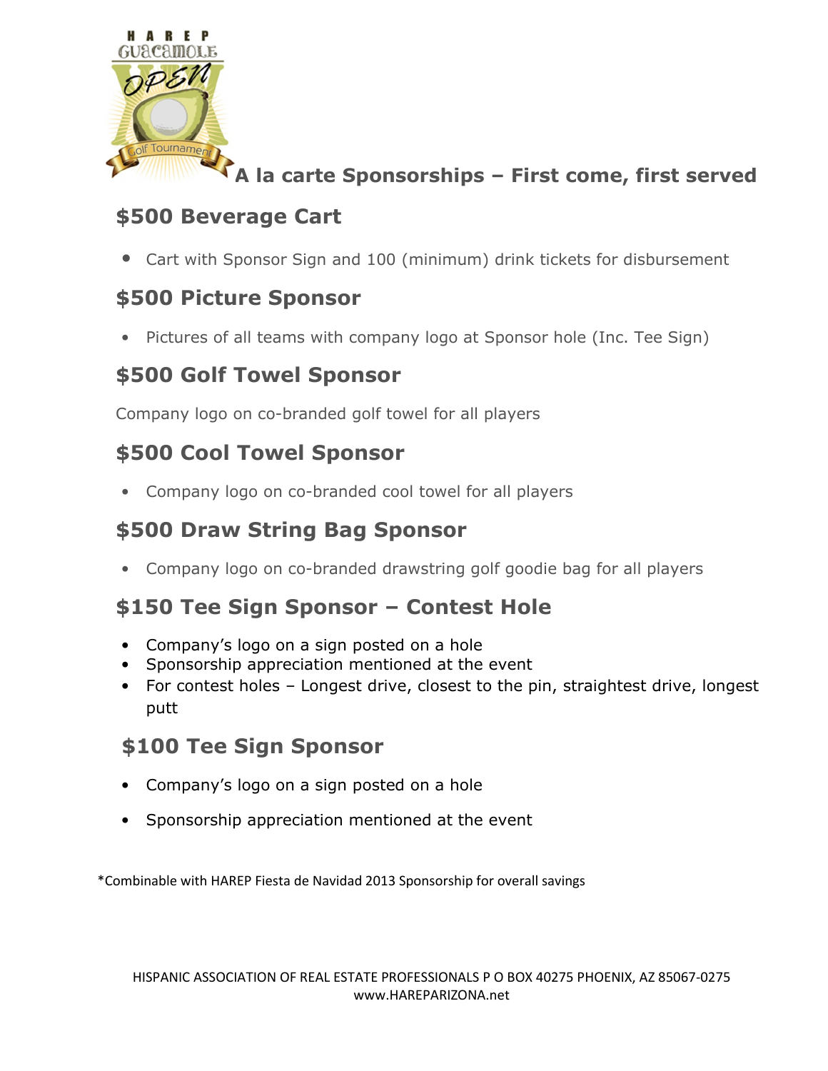HAREP GUACAMOLE OPEN Golf Tournament

## A la carte Sponsorships – First come, first served

### $500 Beverage Cart

- Cart with Sponsor Sign and 100 (minimum) drink tickets for disbursement

### $500 Picture Sponsor

- Pictures of all teams with company logo at Sponsor hole (Inc. Tee Sign)

### $500 Golf Towel Sponsor

Company logo on co-branded golf towel for all players

### $500 Cool Towel Sponsor

- Company logo on co-branded cool towel for all players

### $500 Draw String Bag Sponsor

- Company logo on co-branded drawstring golf goodie bag for all players

### $150 Tee Sign Sponsor – Contest Hole

- Company's logo on a sign posted on a hole
- Sponsorship appreciation mentioned at the event
- For contest holes – Longest drive, closest to the pin, straightest drive, longest putt

### $100 Tee Sign Sponsor

- Company's logo on a sign posted on a hole
- Sponsorship appreciation mentioned at the event

*Combinable with HAREP Fiesta de Navidad 2013 Sponsorship for overall savings

HISPANIC ASSOCIATION OF REAL ESTATE PROFESSIONALS P O BOX 40275 PHOENIX, AZ 85067-0275
www.HAREPARIZONA.net